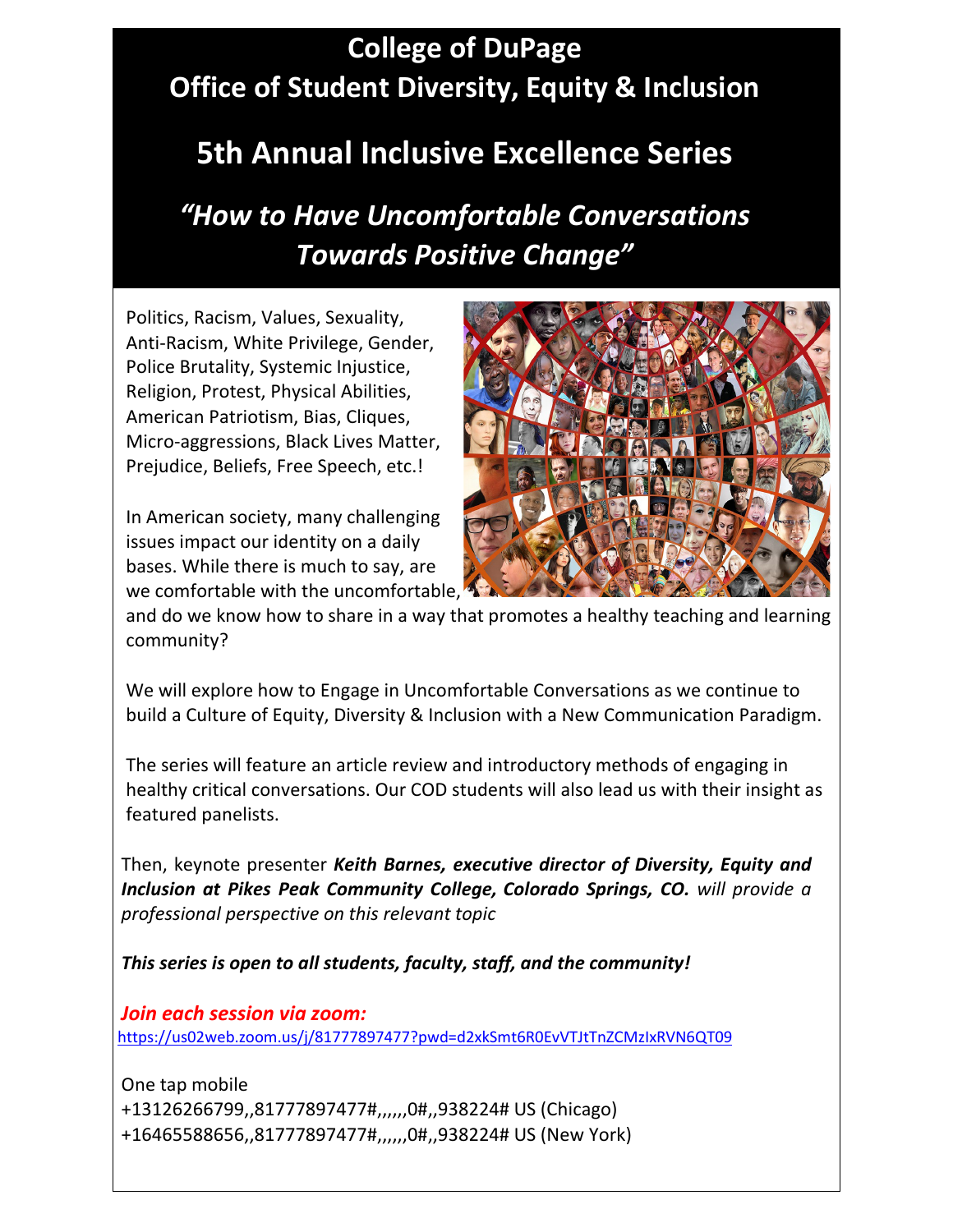# College of DuPage
# Office of Student Diversity, Equity & Inclusion

## 5th Annual Inclusive Excellence Series

## *"How to Have Uncomfortable Conversations Towards Positive Change"*

Politics, Racism, Values, Sexuality, Anti-Racism, White Privilege, Gender, Police Brutality, Systemic Injustice, Religion, Protest, Physical Abilities, American Patriotism, Bias, Cliques, Micro-aggressions, Black Lives Matter, Prejudice, Beliefs, Free Speech, etc.!

In American society, many challenging issues impact our identity on a daily bases. While there is much to say, are we comfortable with the uncomfortable, and do we know how to share in a way that promotes a healthy teaching and learning community?

We will explore how to Engage in Uncomfortable Conversations as we continue to build a Culture of Equity, Diversity & Inclusion with a New Communication Paradigm.

The series will feature an article review and introductory methods of engaging in healthy critical conversations. Our COD students will also lead us with their insight as featured panelists.

Then, keynote presenter ***Keith Barnes, executive director of Diversity, Equity and Inclusion at Pikes Peak Community College, Colorado Springs, CO.*** *will provide a professional perspective on this relevant topic*

***This series is open to all students, faculty, staff, and the community!***

***Join each session via zoom:***
https://us02web.zoom.us/j/81777897477?pwd=d2xkSmt6R0EvVTJtTnZCMzIxRVN6QT09

One tap mobile
+13126266799,,81777897477#,,,,,,0#,,938224# US (Chicago)
+16465588656,,81777897477#,,,,,,0#,,938224# US (New York)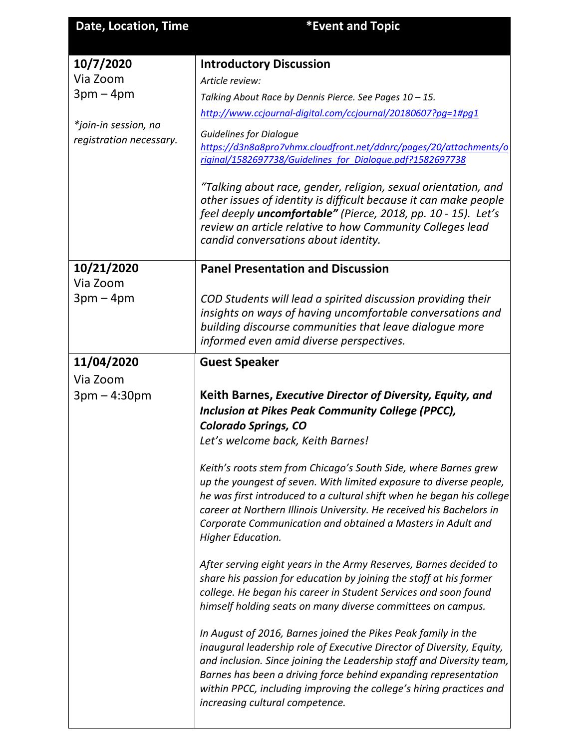| Date, Location, Time | *Event and Topic |
|---|---|
| **10/7/2020**<br>Via Zoom<br>3pm – 4pm<br><br>*\*join-in session, no registration necessary.* | **Introductory Discussion**<br>*Article review:*<br>*Talking About Race by Dennis Pierce. See Pages 10 – 15.*<br>*http://www.ccjournal-digital.com/ccjournal/20180607?pg=1#pg1*<br>*Guidelines for Dialogue*<br>*https://d3n8a8pro7vhmx.cloudfront.net/ddnrc/pages/20/attachments/original/1582697738/Guidelines_for_Dialogue.pdf?1582697738*<br><br>*"Talking about race, gender, religion, sexual orientation, and other issues of identity is difficult because it can make people feel deeply **uncomfortable"** (Pierce, 2018, pp. 10 - 15). Let's review an article relative to how Community Colleges lead candid conversations about identity.* |
| **10/21/2020**<br>Via Zoom<br>3pm – 4pm | **Panel Presentation and Discussion**<br><br>*COD Students will lead a spirited discussion providing their insights on ways of having uncomfortable conversations and building discourse communities that leave dialogue more informed even amid diverse perspectives.* |
| **11/04/2020**<br>Via Zoom<br>3pm – 4:30pm | **Guest Speaker**<br><br>**Keith Barnes, *Executive Director of Diversity, Equity, and Inclusion at Pikes Peak Community College (PPCC), Colorado Springs, CO***<br>*Let's welcome back, Keith Barnes!*<br><br>*Keith's roots stem from Chicago's South Side, where Barnes grew up the youngest of seven. With limited exposure to diverse people, he was first introduced to a cultural shift when he began his college career at Northern Illinois University. He received his Bachelors in Corporate Communication and obtained a Masters in Adult and Higher Education.*<br><br>*After serving eight years in the Army Reserves, Barnes decided to share his passion for education by joining the staff at his former college. He began his career in Student Services and soon found himself holding seats on many diverse committees on campus.*<br><br>*In August of 2016, Barnes joined the Pikes Peak family in the inaugural leadership role of Executive Director of Diversity, Equity, and inclusion. Since joining the Leadership staff and Diversity team, Barnes has been a driving force behind expanding representation within PPCC, including improving the college's hiring practices and increasing cultural competence.* |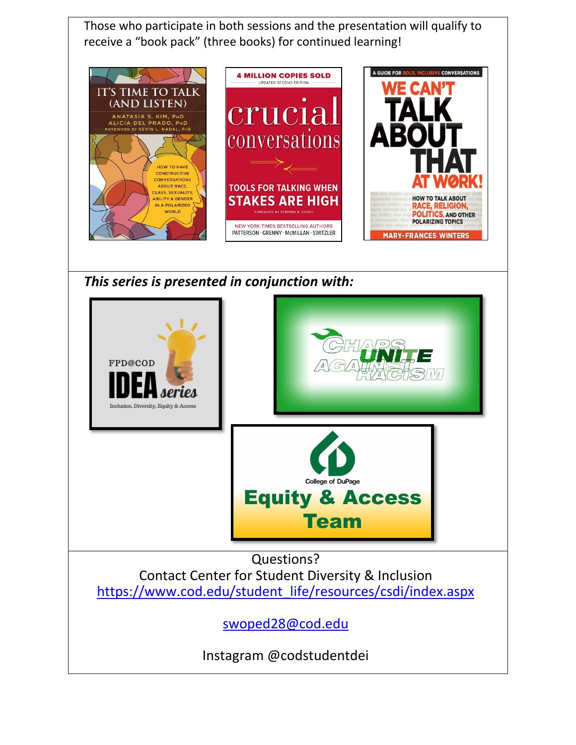Those who participate in both sessions and the presentation will qualify to receive a "book pack" (three books) for continued learning!

***This series is presented in conjunction with:***

Questions?
Contact Center for Student Diversity & Inclusion
https://www.cod.edu/student_life/resources/csdi/index.aspx

swoped28@cod.edu

Instagram @codstudentdei